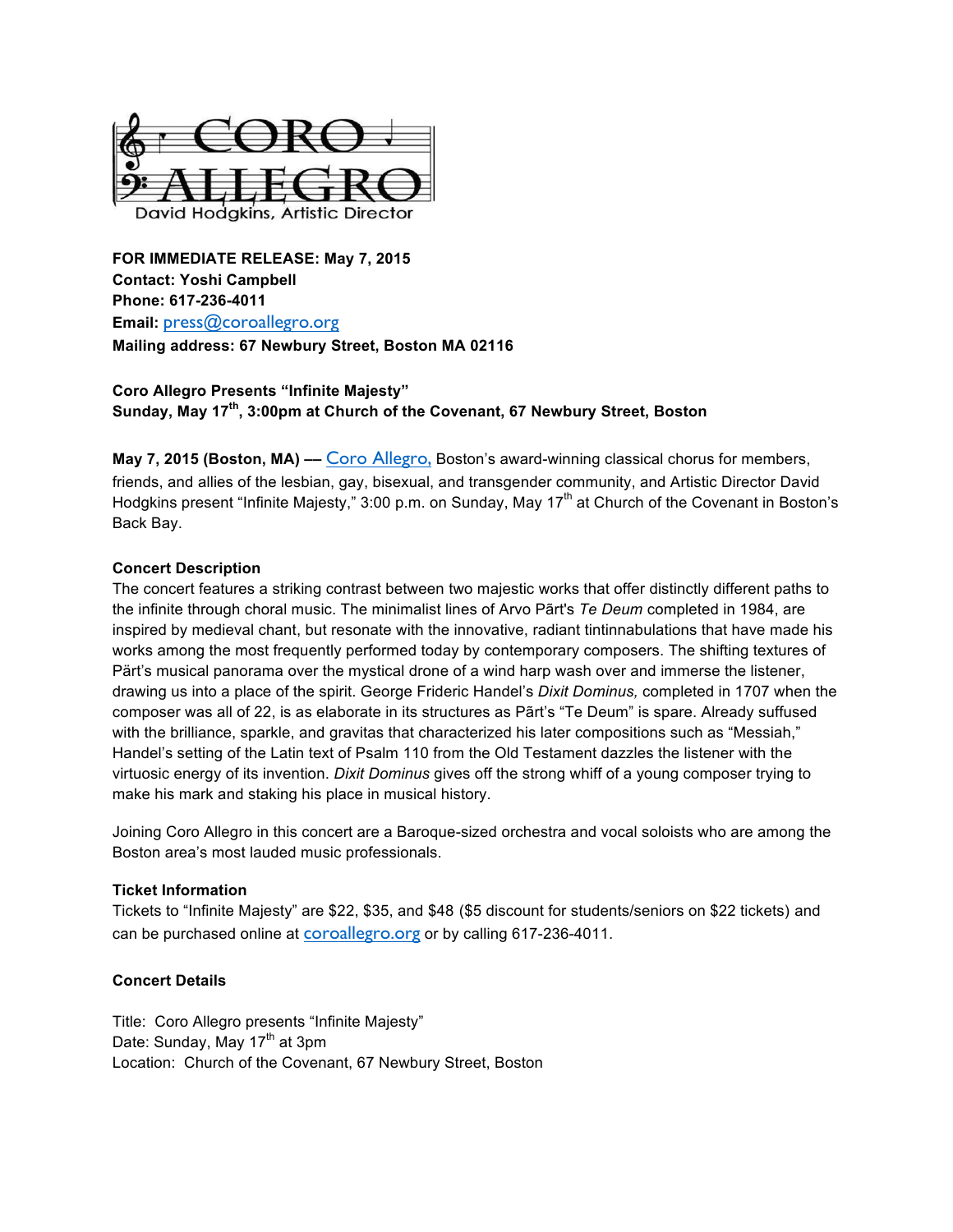# CORO ALLEGRO

David Hodgkins, Artistic Director

**FOR IMMEDIATE RELEASE: May 7, 2015**
**Contact: Yoshi Campbell**
**Phone: 617-236-4011**
**Email:** press@coroallegro.org
**Mailing address: 67 Newbury Street, Boston MA 02116**

**Coro Allegro Presents "Infinite Majesty"**
**Sunday, May 17th, 3:00pm at Church of the Covenant, 67 Newbury Street, Boston**

**May 7, 2015 (Boston, MA) ––** Coro Allegro, Boston's award-winning classical chorus for members, friends, and allies of the lesbian, gay, bisexual, and transgender community, and Artistic Director David Hodgkins present "Infinite Majesty," 3:00 p.m. on Sunday, May 17th at Church of the Covenant in Boston's Back Bay.

**Concert Description**

The concert features a striking contrast between two majestic works that offer distinctly different paths to the infinite through choral music. The minimalist lines of Arvo Pӓrt's *Te Deum* completed in 1984, are inspired by medieval chant, but resonate with the innovative, radiant tintinnabulations that have made his works among the most frequently performed today by contemporary composers. The shifting textures of Pӓrt's musical panorama over the mystical drone of a wind harp wash over and immerse the listener, drawing us into a place of the spirit. George Frideric Handel's *Dixit Dominus,* completed in 1707 when the composer was all of 22, is as elaborate in its structures as Pӓrt's "Te Deum" is spare. Already suffused with the brilliance, sparkle, and gravitas that characterized his later compositions such as "Messiah," Handel's setting of the Latin text of Psalm 110 from the Old Testament dazzles the listener with the virtuosic energy of its invention. *Dixit Dominus* gives off the strong whiff of a young composer trying to make his mark and staking his place in musical history.

Joining Coro Allegro in this concert are a Baroque-sized orchestra and vocal soloists who are among the Boston area's most lauded music professionals.

**Ticket Information**

Tickets to "Infinite Majesty" are $22, $35, and $48 ($5 discount for students/seniors on $22 tickets) and can be purchased online at coroallegro.org or by calling 617-236-4011.

**Concert Details**

Title: Coro Allegro presents "Infinite Majesty"
Date: Sunday, May 17th at 3pm
Location: Church of the Covenant, 67 Newbury Street, Boston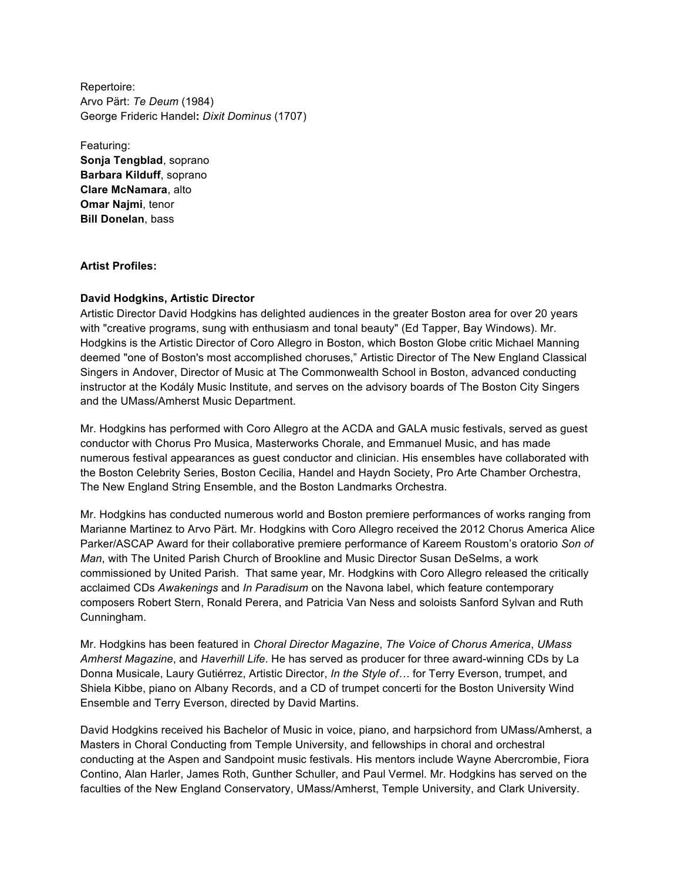Repertoire:
Arvo Pärt: *Te Deum* (1984)
George Frideric Handel**:** ***Dixit Dominus*** (1707)

Featuring:
**Sonja Tengblad**, soprano
**Barbara Kilduff**, soprano
**Clare McNamara**, alto
**Omar Najmi**, tenor
**Bill Donelan**, bass

**Artist Profiles:**

**David Hodgkins, Artistic Director**

Artistic Director David Hodgkins has delighted audiences in the greater Boston area for over 20 years with "creative programs, sung with enthusiasm and tonal beauty" (Ed Tapper, Bay Windows). Mr. Hodgkins is the Artistic Director of Coro Allegro in Boston, which Boston Globe critic Michael Manning deemed "one of Boston's most accomplished choruses," Artistic Director of The New England Classical Singers in Andover, Director of Music at The Commonwealth School in Boston, advanced conducting instructor at the Kodály Music Institute, and serves on the advisory boards of The Boston City Singers and the UMass/Amherst Music Department.

Mr. Hodgkins has performed with Coro Allegro at the ACDA and GALA music festivals, served as guest conductor with Chorus Pro Musica, Masterworks Chorale, and Emmanuel Music, and has made numerous festival appearances as guest conductor and clinician. His ensembles have collaborated with the Boston Celebrity Series, Boston Cecilia, Handel and Haydn Society, Pro Arte Chamber Orchestra, The New England String Ensemble, and the Boston Landmarks Orchestra.

Mr. Hodgkins has conducted numerous world and Boston premiere performances of works ranging from Marianne Martinez to Arvo Pärt. Mr. Hodgkins with Coro Allegro received the 2012 Chorus America Alice Parker/ASCAP Award for their collaborative premiere performance of Kareem Roustom's oratorio *Son of Man*, with The United Parish Church of Brookline and Music Director Susan DeSelms, a work commissioned by United Parish. That same year, Mr. Hodgkins with Coro Allegro released the critically acclaimed CDs *Awakenings* and *In Paradisum* on the Navona label, which feature contemporary composers Robert Stern, Ronald Perera, and Patricia Van Ness and soloists Sanford Sylvan and Ruth Cunningham.

Mr. Hodgkins has been featured in *Choral Director Magazine*, *The Voice of Chorus America*, *UMass Amherst Magazine*, and *Haverhill Life*. He has served as producer for three award-winning CDs by La Donna Musicale, Laury Gutiérrez, Artistic Director, *In the Style of…* for Terry Everson, trumpet, and Shiela Kibbe, piano on Albany Records, and a CD of trumpet concerti for the Boston University Wind Ensemble and Terry Everson, directed by David Martins.

David Hodgkins received his Bachelor of Music in voice, piano, and harpsichord from UMass/Amherst, a Masters in Choral Conducting from Temple University, and fellowships in choral and orchestral conducting at the Aspen and Sandpoint music festivals. His mentors include Wayne Abercrombie, Fiora Contino, Alan Harler, James Roth, Gunther Schuller, and Paul Vermel. Mr. Hodgkins has served on the faculties of the New England Conservatory, UMass/Amherst, Temple University, and Clark University.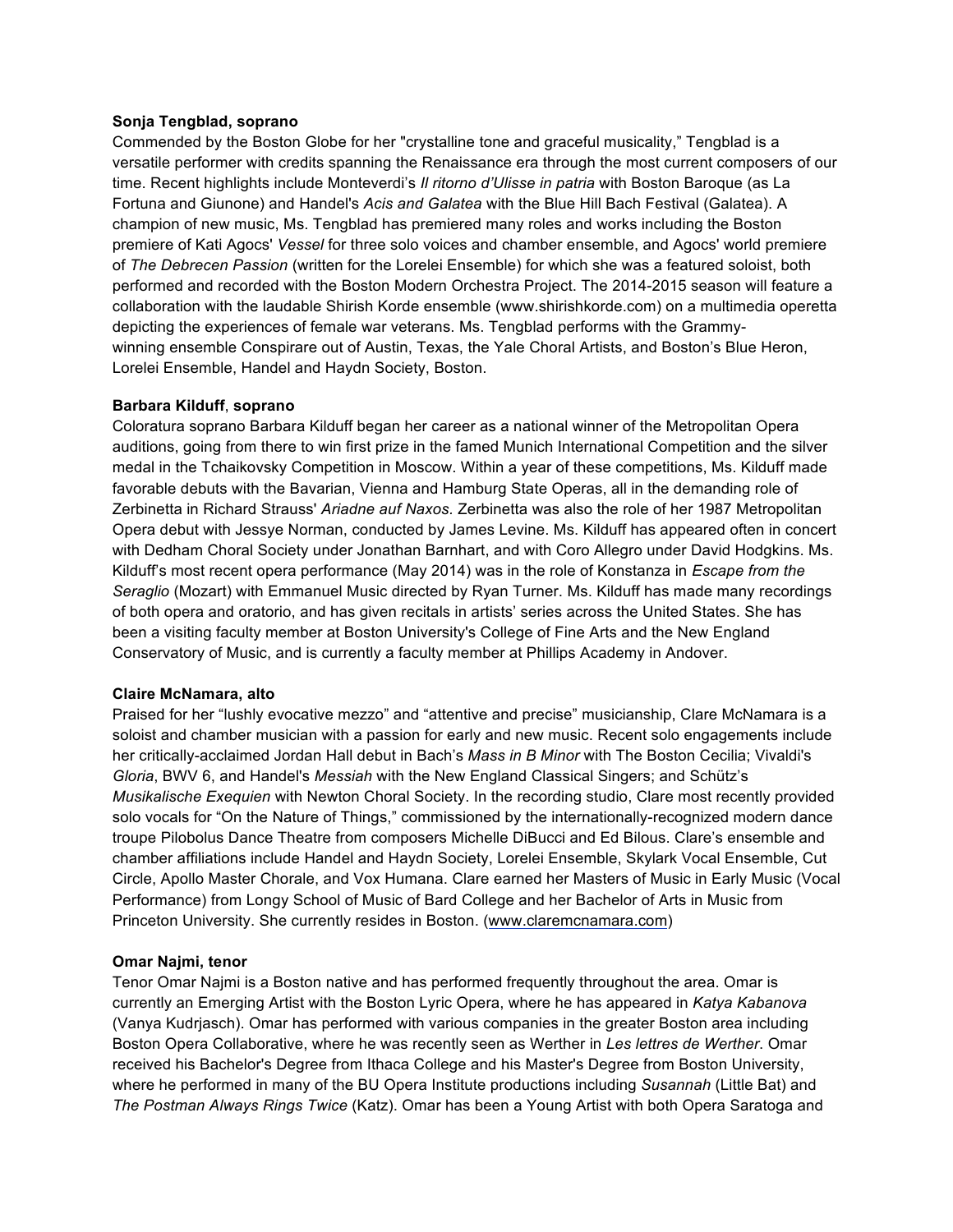**Sonja Tengblad, soprano**

Commended by the Boston Globe for her "crystalline tone and graceful musicality," Tengblad is a versatile performer with credits spanning the Renaissance era through the most current composers of our time. Recent highlights include Monteverdi's *Il ritorno d'Ulisse in patria* with Boston Baroque (as La Fortuna and Giunone) and Handel's *Acis and Galatea* with the Blue Hill Bach Festival (Galatea). A champion of new music, Ms. Tengblad has premiered many roles and works including the Boston premiere of Kati Agocs' *Vessel* for three solo voices and chamber ensemble, and Agocs' world premiere of *The Debrecen Passion* (written for the Lorelei Ensemble) for which she was a featured soloist, both performed and recorded with the Boston Modern Orchestra Project. The 2014-2015 season will feature a collaboration with the laudable Shirish Korde ensemble (www.shirishkorde.com) on a multimedia operetta depicting the experiences of female war veterans. Ms. Tengblad performs with the Grammy-winning ensemble Conspirare out of Austin, Texas, the Yale Choral Artists, and Boston's Blue Heron, Lorelei Ensemble, Handel and Haydn Society, Boston.

**Barbara Kilduff, soprano**

Coloratura soprano Barbara Kilduff began her career as a national winner of the Metropolitan Opera auditions, going from there to win first prize in the famed Munich International Competition and the silver medal in the Tchaikovsky Competition in Moscow. Within a year of these competitions, Ms. Kilduff made favorable debuts with the Bavarian, Vienna and Hamburg State Operas, all in the demanding role of Zerbinetta in Richard Strauss' *Ariadne auf Naxos*. Zerbinetta was also the role of her 1987 Metropolitan Opera debut with Jessye Norman, conducted by James Levine. Ms. Kilduff has appeared often in concert with Dedham Choral Society under Jonathan Barnhart, and with Coro Allegro under David Hodgkins. Ms. Kilduff's most recent opera performance (May 2014) was in the role of Konstanza in *Escape from the Seraglio* (Mozart) with Emmanuel Music directed by Ryan Turner. Ms. Kilduff has made many recordings of both opera and oratorio, and has given recitals in artists' series across the United States. She has been a visiting faculty member at Boston University's College of Fine Arts and the New England Conservatory of Music, and is currently a faculty member at Phillips Academy in Andover.

**Claire McNamara, alto**

Praised for her "lushly evocative mezzo" and "attentive and precise" musicianship, Clare McNamara is a soloist and chamber musician with a passion for early and new music. Recent solo engagements include her critically-acclaimed Jordan Hall debut in Bach's *Mass in B Minor* with The Boston Cecilia; Vivaldi's *Gloria*, BWV 6, and Handel's *Messiah* with the New England Classical Singers; and Schütz's *Musikalische Exequien* with Newton Choral Society. In the recording studio, Clare most recently provided solo vocals for "On the Nature of Things," commissioned by the internationally-recognized modern dance troupe Pilobolus Dance Theatre from composers Michelle DiBucci and Ed Bilous. Clare's ensemble and chamber affiliations include Handel and Haydn Society, Lorelei Ensemble, Skylark Vocal Ensemble, Cut Circle, Apollo Master Chorale, and Vox Humana. Clare earned her Masters of Music in Early Music (Vocal Performance) from Longy School of Music of Bard College and her Bachelor of Arts in Music from Princeton University. She currently resides in Boston. (www.claremcnamara.com)

**Omar Najmi, tenor**

Tenor Omar Najmi is a Boston native and has performed frequently throughout the area. Omar is currently an Emerging Artist with the Boston Lyric Opera, where he has appeared in *Katya Kabanova* (Vanya Kudrjasch). Omar has performed with various companies in the greater Boston area including Boston Opera Collaborative, where he was recently seen as Werther in *Les lettres de Werther*. Omar received his Bachelor's Degree from Ithaca College and his Master's Degree from Boston University, where he performed in many of the BU Opera Institute productions including *Susannah* (Little Bat) and *The Postman Always Rings Twice* (Katz). Omar has been a Young Artist with both Opera Saratoga and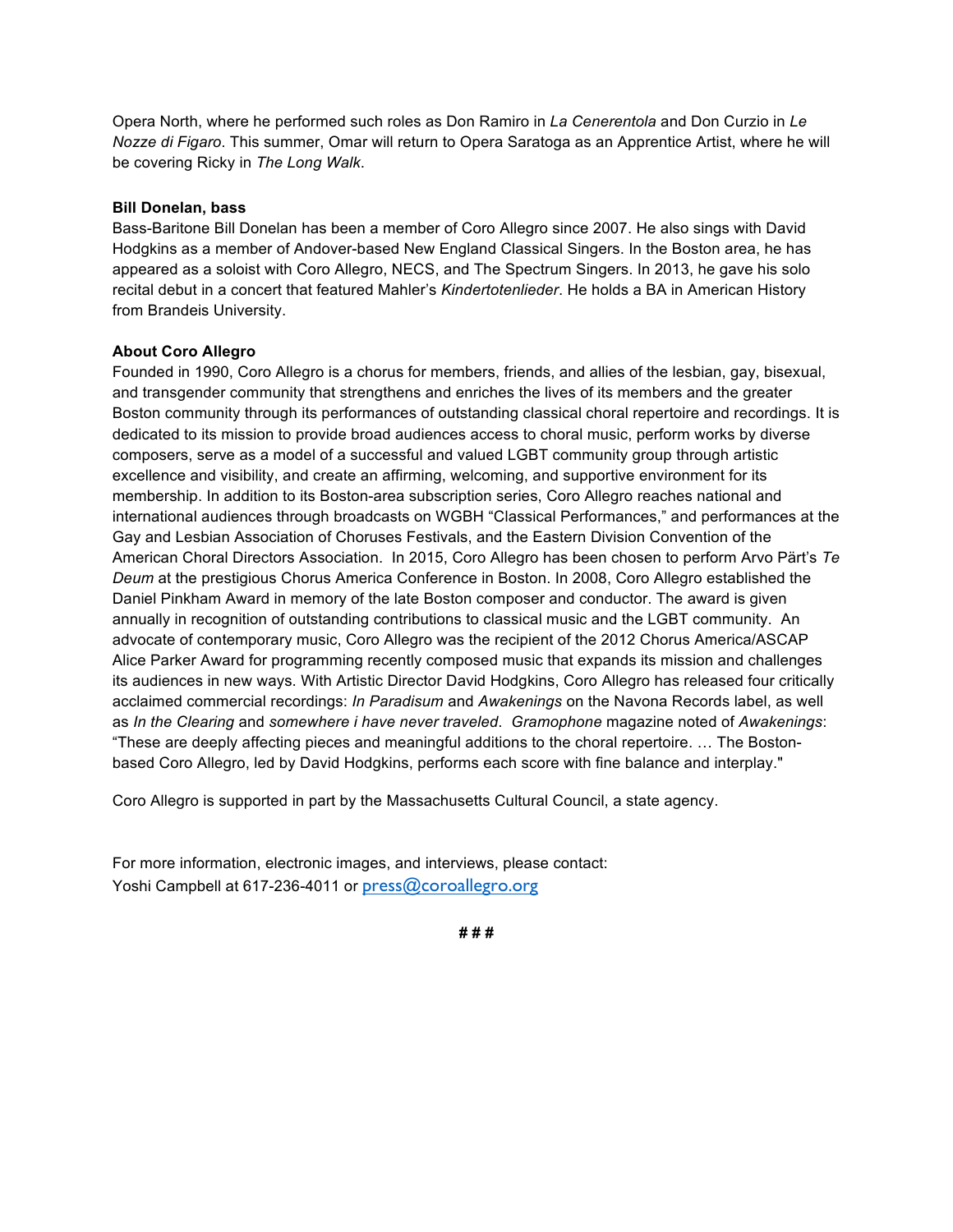Opera North, where he performed such roles as Don Ramiro in *La Cenerentola* and Don Curzio in *Le Nozze di Figaro*. This summer, Omar will return to Opera Saratoga as an Apprentice Artist, where he will be covering Ricky in *The Long Walk*.

**Bill Donelan, bass**

Bass-Baritone Bill Donelan has been a member of Coro Allegro since 2007. He also sings with David Hodgkins as a member of Andover-based New England Classical Singers. In the Boston area, he has appeared as a soloist with Coro Allegro, NECS, and The Spectrum Singers. In 2013, he gave his solo recital debut in a concert that featured Mahler's *Kindertotenlieder*. He holds a BA in American History from Brandeis University.

**About Coro Allegro**

Founded in 1990, Coro Allegro is a chorus for members, friends, and allies of the lesbian, gay, bisexual, and transgender community that strengthens and enriches the lives of its members and the greater Boston community through its performances of outstanding classical choral repertoire and recordings. It is dedicated to its mission to provide broad audiences access to choral music, perform works by diverse composers, serve as a model of a successful and valued LGBT community group through artistic excellence and visibility, and create an affirming, welcoming, and supportive environment for its membership. In addition to its Boston-area subscription series, Coro Allegro reaches national and international audiences through broadcasts on WGBH "Classical Performances," and performances at the Gay and Lesbian Association of Choruses Festivals, and the Eastern Division Convention of the American Choral Directors Association. In 2015, Coro Allegro has been chosen to perform Arvo Pärt's *Te Deum* at the prestigious Chorus America Conference in Boston. In 2008, Coro Allegro established the Daniel Pinkham Award in memory of the late Boston composer and conductor. The award is given annually in recognition of outstanding contributions to classical music and the LGBT community. An advocate of contemporary music, Coro Allegro was the recipient of the 2012 Chorus America/ASCAP Alice Parker Award for programming recently composed music that expands its mission and challenges its audiences in new ways. With Artistic Director David Hodgkins, Coro Allegro has released four critically acclaimed commercial recordings: *In Paradisum* and *Awakenings* on the Navona Records label, as well as *In the Clearing* and *somewhere i have never traveled*. *Gramophone* magazine noted of *Awakenings*: "These are deeply affecting pieces and meaningful additions to the choral repertoire. … The Boston-based Coro Allegro, led by David Hodgkins, performs each score with fine balance and interplay."

Coro Allegro is supported in part by the Massachusetts Cultural Council, a state agency.

For more information, electronic images, and interviews, please contact:
Yoshi Campbell at 617-236-4011 or press@coroallegro.org

# # #